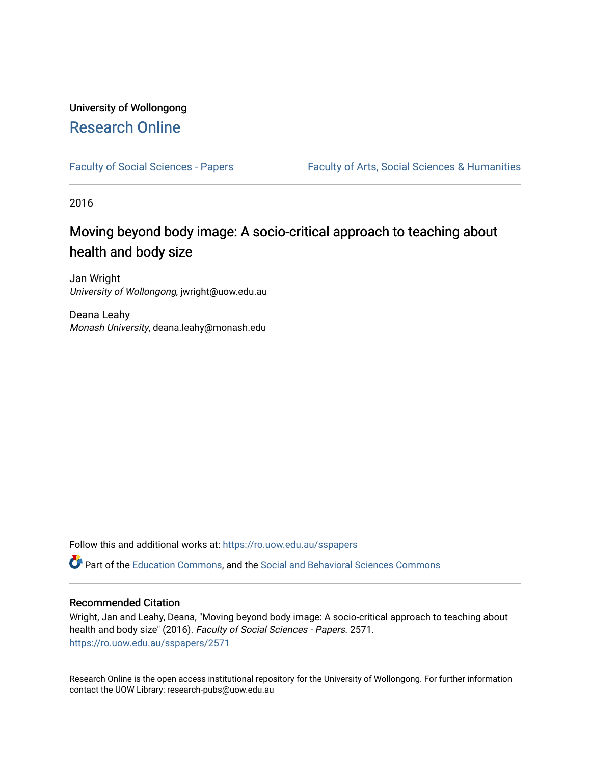University of Wollongong

# Research Online

Faculty of Social Sciences - Papers | Faculty of Arts, Social Sciences & Humanities

2016

## Moving beyond body image: A socio-critical approach to teaching about health and body size

Jan Wright
*University of Wollongong*, jwright@uow.edu.au

Deana Leahy
*Monash University*, deana.leahy@monash.edu

Follow this and additional works at: https://ro.uow.edu.au/sspapers

Part of the Education Commons, and the Social and Behavioral Sciences Commons

### Recommended Citation

Wright, Jan and Leahy, Deana, "Moving beyond body image: A socio-critical approach to teaching about health and body size" (2016). *Faculty of Social Sciences - Papers*. 2571.
https://ro.uow.edu.au/sspapers/2571

Research Online is the open access institutional repository for the University of Wollongong. For further information contact the UOW Library: research-pubs@uow.edu.au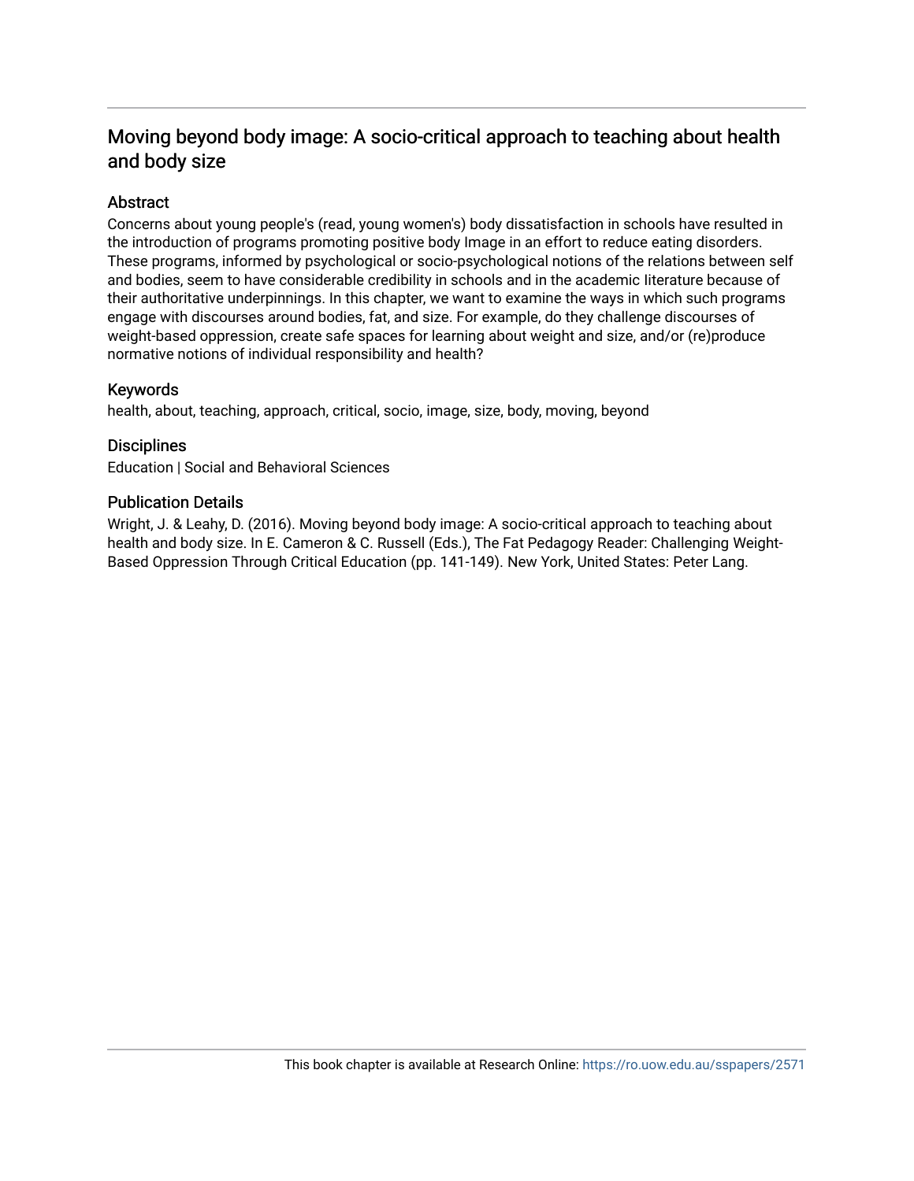# Moving beyond body image: A socio-critical approach to teaching about health and body size

## Abstract

Concerns about young people's (read, young women's) body dissatisfaction in schools have resulted in the introduction of programs promoting positive body Image in an effort to reduce eating disorders. These programs, informed by psychological or socio-psychological notions of the relations between self and bodies, seem to have considerable credibility in schools and in the academic literature because of their authoritative underpinnings. In this chapter, we want to examine the ways in which such programs engage with discourses around bodies, fat, and size. For example, do they challenge discourses of weight-based oppression, create safe spaces for learning about weight and size, and/or (re)produce normative notions of individual responsibility and health?

## Keywords

health, about, teaching, approach, critical, socio, image, size, body, moving, beyond

## Disciplines

Education | Social and Behavioral Sciences

## Publication Details

Wright, J. & Leahy, D. (2016). Moving beyond body image: A socio-critical approach to teaching about health and body size. In E. Cameron & C. Russell (Eds.), The Fat Pedagogy Reader: Challenging Weight-Based Oppression Through Critical Education (pp. 141-149). New York, United States: Peter Lang.

This book chapter is available at Research Online: https://ro.uow.edu.au/sspapers/2571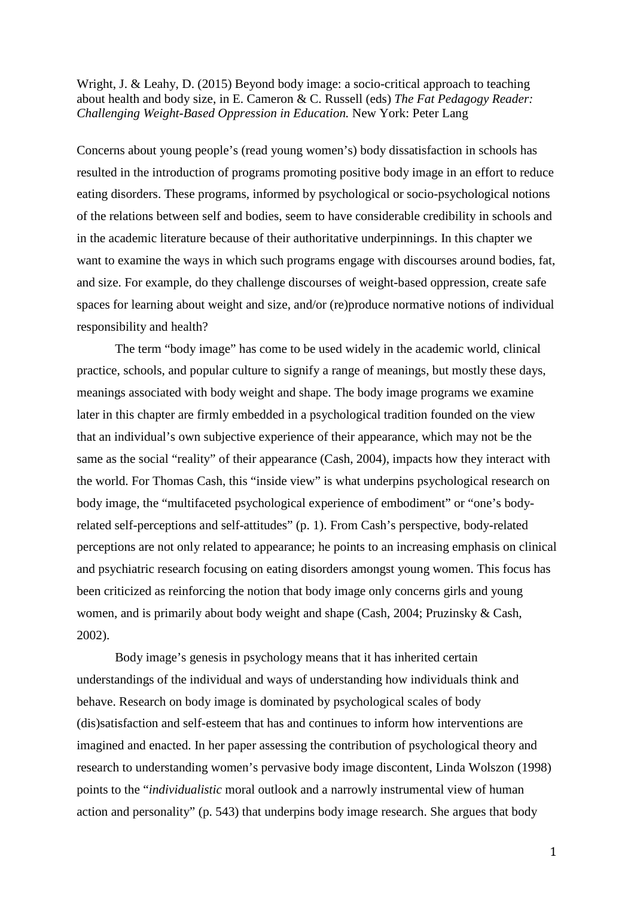Wright, J. & Leahy, D. (2015) Beyond body image: a socio-critical approach to teaching about health and body size, in E. Cameron & C. Russell (eds) *The Fat Pedagogy Reader: Challenging Weight-Based Oppression in Education.* New York: Peter Lang

Concerns about young people's (read young women's) body dissatisfaction in schools has resulted in the introduction of programs promoting positive body image in an effort to reduce eating disorders. These programs, informed by psychological or socio-psychological notions of the relations between self and bodies, seem to have considerable credibility in schools and in the academic literature because of their authoritative underpinnings. In this chapter we want to examine the ways in which such programs engage with discourses around bodies, fat, and size. For example, do they challenge discourses of weight-based oppression, create safe spaces for learning about weight and size, and/or (re)produce normative notions of individual responsibility and health?

The term "body image" has come to be used widely in the academic world, clinical practice, schools, and popular culture to signify a range of meanings, but mostly these days, meanings associated with body weight and shape. The body image programs we examine later in this chapter are firmly embedded in a psychological tradition founded on the view that an individual's own subjective experience of their appearance, which may not be the same as the social "reality" of their appearance (Cash, 2004), impacts how they interact with the world. For Thomas Cash, this "inside view" is what underpins psychological research on body image, the "multifaceted psychological experience of embodiment" or "one's body-related self-perceptions and self-attitudes" (p. 1). From Cash's perspective, body-related perceptions are not only related to appearance; he points to an increasing emphasis on clinical and psychiatric research focusing on eating disorders amongst young women. This focus has been criticized as reinforcing the notion that body image only concerns girls and young women, and is primarily about body weight and shape (Cash, 2004; Pruzinsky & Cash, 2002).

Body image's genesis in psychology means that it has inherited certain understandings of the individual and ways of understanding how individuals think and behave. Research on body image is dominated by psychological scales of body (dis)satisfaction and self-esteem that has and continues to inform how interventions are imagined and enacted. In her paper assessing the contribution of psychological theory and research to understanding women's pervasive body image discontent, Linda Wolszon (1998) points to the "*individualistic* moral outlook and a narrowly instrumental view of human action and personality" (p. 543) that underpins body image research. She argues that body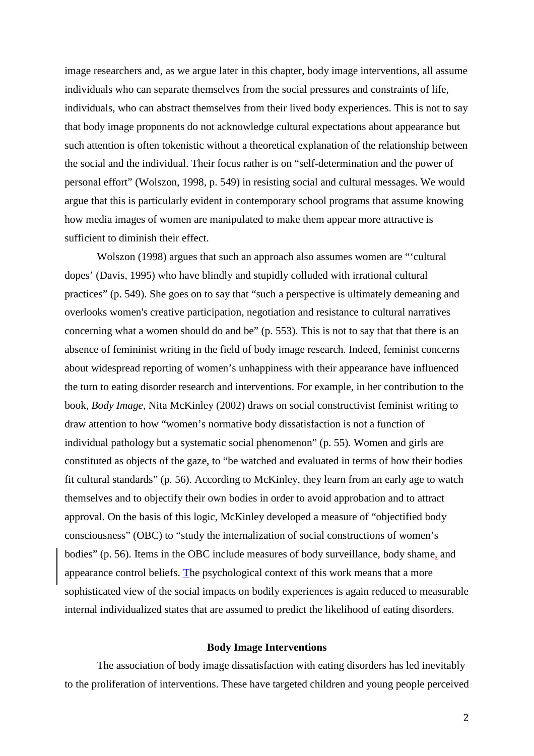image researchers and, as we argue later in this chapter, body image interventions, all assume individuals who can separate themselves from the social pressures and constraints of life, individuals, who can abstract themselves from their lived body experiences. This is not to say that body image proponents do not acknowledge cultural expectations about appearance but such attention is often tokenistic without a theoretical explanation of the relationship between the social and the individual. Their focus rather is on "self-determination and the power of personal effort" (Wolszon, 1998, p. 549) in resisting social and cultural messages. We would argue that this is particularly evident in contemporary school programs that assume knowing how media images of women are manipulated to make them appear more attractive is sufficient to diminish their effect.

Wolszon (1998) argues that such an approach also assumes women are "'cultural dopes' (Davis, 1995) who have blindly and stupidly colluded with irrational cultural practices" (p. 549). She goes on to say that "such a perspective is ultimately demeaning and overlooks women's creative participation, negotiation and resistance to cultural narratives concerning what a women should do and be" (p. 553). This is not to say that that there is an absence of femininist writing in the field of body image research. Indeed, feminist concerns about widespread reporting of women's unhappiness with their appearance have influenced the turn to eating disorder research and interventions. For example, in her contribution to the book, *Body Image*, Nita McKinley (2002) draws on social constructivist feminist writing to draw attention to how "women's normative body dissatisfaction is not a function of individual pathology but a systematic social phenomenon" (p. 55). Women and girls are constituted as objects of the gaze, to "be watched and evaluated in terms of how their bodies fit cultural standards" (p. 56). According to McKinley, they learn from an early age to watch themselves and to objectify their own bodies in order to avoid approbation and to attract approval. On the basis of this logic, McKinley developed a measure of "objectified body consciousness" (OBC) to "study the internalization of social constructions of women's bodies" (p. 56). Items in the OBC include measures of body surveillance, body shame, and appearance control beliefs. The psychological context of this work means that a more sophisticated view of the social impacts on bodily experiences is again reduced to measurable internal individualized states that are assumed to predict the likelihood of eating disorders.

## Body Image Interventions

The association of body image dissatisfaction with eating disorders has led inevitably to the proliferation of interventions. These have targeted children and young people perceived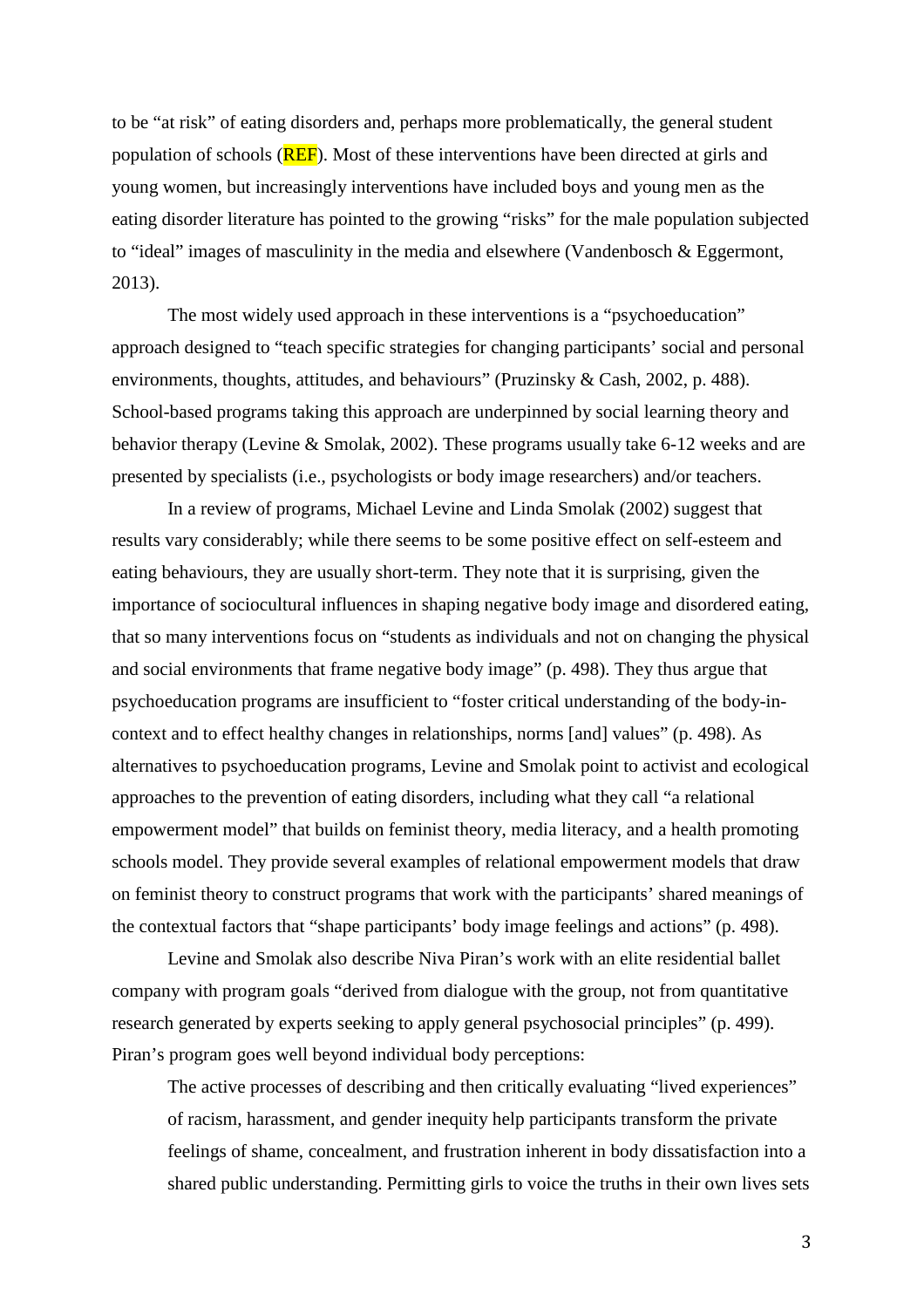to be "at risk" of eating disorders and, perhaps more problematically, the general student population of schools (REF). Most of these interventions have been directed at girls and young women, but increasingly interventions have included boys and young men as the eating disorder literature has pointed to the growing "risks" for the male population subjected to "ideal" images of masculinity in the media and elsewhere (Vandenbosch & Eggermont, 2013).

The most widely used approach in these interventions is a "psychoeducation" approach designed to "teach specific strategies for changing participants' social and personal environments, thoughts, attitudes, and behaviours" (Pruzinsky & Cash, 2002, p. 488). School-based programs taking this approach are underpinned by social learning theory and behavior therapy (Levine & Smolak, 2002). These programs usually take 6-12 weeks and are presented by specialists (i.e., psychologists or body image researchers) and/or teachers.

In a review of programs, Michael Levine and Linda Smolak (2002) suggest that results vary considerably; while there seems to be some positive effect on self-esteem and eating behaviours, they are usually short-term. They note that it is surprising, given the importance of sociocultural influences in shaping negative body image and disordered eating, that so many interventions focus on "students as individuals and not on changing the physical and social environments that frame negative body image" (p. 498). They thus argue that psychoeducation programs are insufficient to "foster critical understanding of the body-in-context and to effect healthy changes in relationships, norms [and] values" (p. 498). As alternatives to psychoeducation programs, Levine and Smolak point to activist and ecological approaches to the prevention of eating disorders, including what they call "a relational empowerment model" that builds on feminist theory, media literacy, and a health promoting schools model. They provide several examples of relational empowerment models that draw on feminist theory to construct programs that work with the participants' shared meanings of the contextual factors that "shape participants' body image feelings and actions" (p. 498).

Levine and Smolak also describe Niva Piran's work with an elite residential ballet company with program goals "derived from dialogue with the group, not from quantitative research generated by experts seeking to apply general psychosocial principles" (p. 499). Piran's program goes well beyond individual body perceptions:

> The active processes of describing and then critically evaluating "lived experiences" of racism, harassment, and gender inequity help participants transform the private feelings of shame, concealment, and frustration inherent in body dissatisfaction into a shared public understanding. Permitting girls to voice the truths in their own lives sets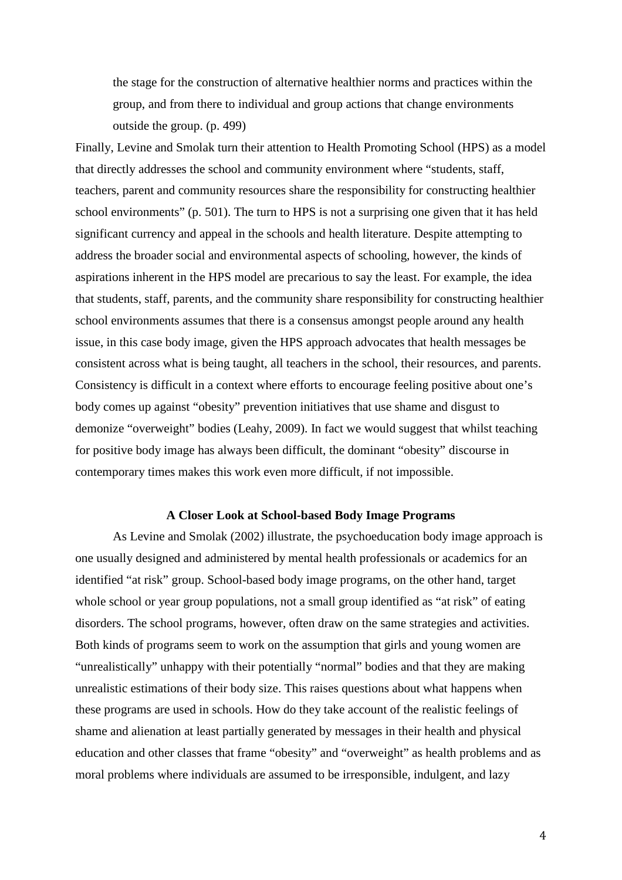> the stage for the construction of alternative healthier norms and practices within the group, and from there to individual and group actions that change environments outside the group. (p. 499)

Finally, Levine and Smolak turn their attention to Health Promoting School (HPS) as a model that directly addresses the school and community environment where "students, staff, teachers, parent and community resources share the responsibility for constructing healthier school environments" (p. 501). The turn to HPS is not a surprising one given that it has held significant currency and appeal in the schools and health literature. Despite attempting to address the broader social and environmental aspects of schooling, however, the kinds of aspirations inherent in the HPS model are precarious to say the least. For example, the idea that students, staff, parents, and the community share responsibility for constructing healthier school environments assumes that there is a consensus amongst people around any health issue, in this case body image, given the HPS approach advocates that health messages be consistent across what is being taught, all teachers in the school, their resources, and parents. Consistency is difficult in a context where efforts to encourage feeling positive about one's body comes up against "obesity" prevention initiatives that use shame and disgust to demonize "overweight" bodies (Leahy, 2009). In fact we would suggest that whilst teaching for positive body image has always been difficult, the dominant "obesity" discourse in contemporary times makes this work even more difficult, if not impossible.

## A Closer Look at School-based Body Image Programs

As Levine and Smolak (2002) illustrate, the psychoeducation body image approach is one usually designed and administered by mental health professionals or academics for an identified "at risk" group. School-based body image programs, on the other hand, target whole school or year group populations, not a small group identified as "at risk" of eating disorders. The school programs, however, often draw on the same strategies and activities. Both kinds of programs seem to work on the assumption that girls and young women are "unrealistically" unhappy with their potentially "normal" bodies and that they are making unrealistic estimations of their body size. This raises questions about what happens when these programs are used in schools. How do they take account of the realistic feelings of shame and alienation at least partially generated by messages in their health and physical education and other classes that frame "obesity" and "overweight" as health problems and as moral problems where individuals are assumed to be irresponsible, indulgent, and lazy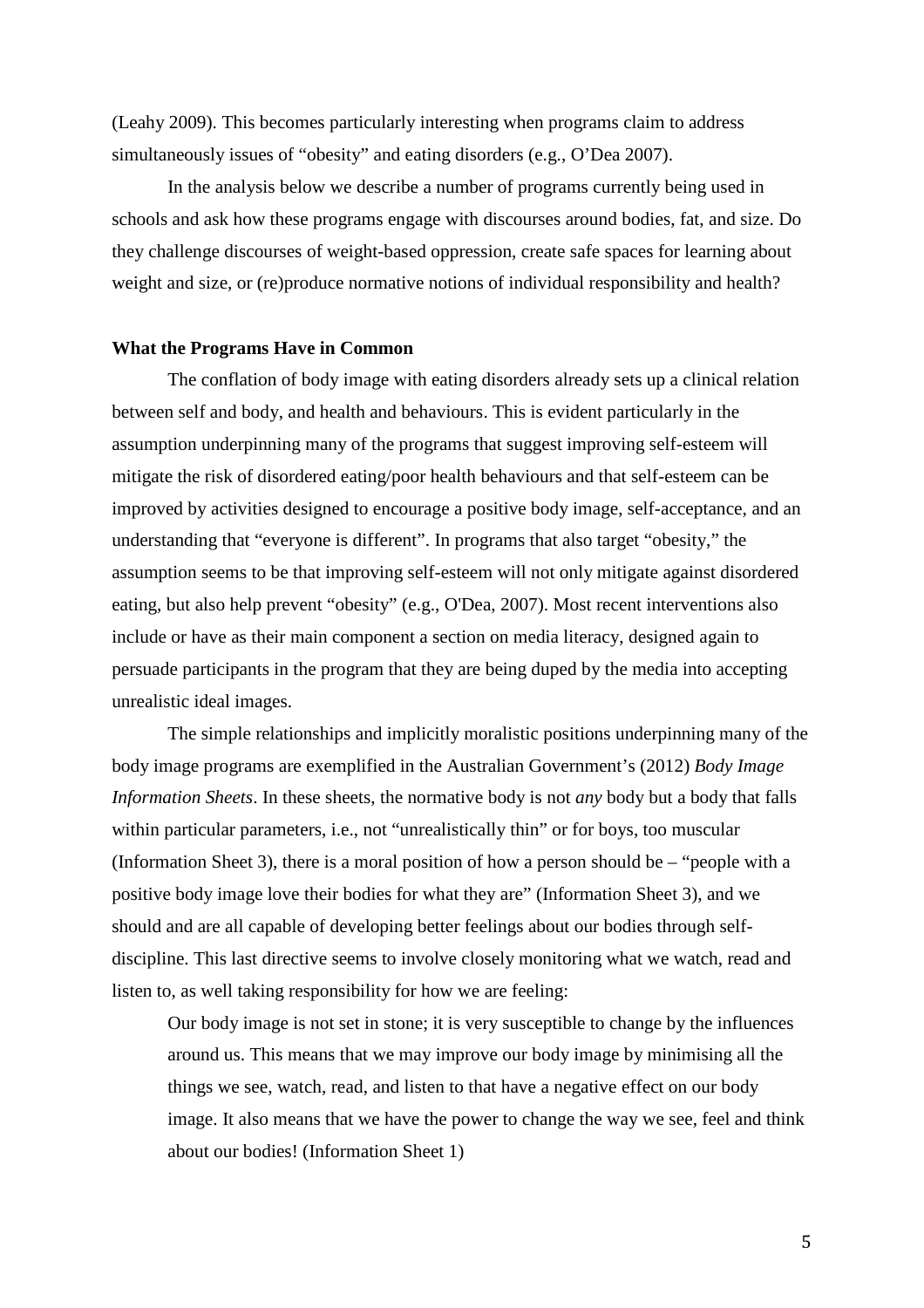(Leahy 2009). This becomes particularly interesting when programs claim to address simultaneously issues of "obesity" and eating disorders (e.g., O'Dea 2007).

In the analysis below we describe a number of programs currently being used in schools and ask how these programs engage with discourses around bodies, fat, and size. Do they challenge discourses of weight-based oppression, create safe spaces for learning about weight and size, or (re)produce normative notions of individual responsibility and health?

**What the Programs Have in Common**

The conflation of body image with eating disorders already sets up a clinical relation between self and body, and health and behaviours. This is evident particularly in the assumption underpinning many of the programs that suggest improving self-esteem will mitigate the risk of disordered eating/poor health behaviours and that self-esteem can be improved by activities designed to encourage a positive body image, self-acceptance, and an understanding that "everyone is different". In programs that also target "obesity," the assumption seems to be that improving self-esteem will not only mitigate against disordered eating, but also help prevent "obesity" (e.g., O'Dea, 2007). Most recent interventions also include or have as their main component a section on media literacy, designed again to persuade participants in the program that they are being duped by the media into accepting unrealistic ideal images.

The simple relationships and implicitly moralistic positions underpinning many of the body image programs are exemplified in the Australian Government's (2012) *Body Image Information Sheets*. In these sheets, the normative body is not *any* body but a body that falls within particular parameters, i.e., not "unrealistically thin" or for boys, too muscular (Information Sheet 3), there is a moral position of how a person should be – "people with a positive body image love their bodies for what they are" (Information Sheet 3), and we should and are all capable of developing better feelings about our bodies through self-discipline. This last directive seems to involve closely monitoring what we watch, read and listen to, as well taking responsibility for how we are feeling:

> Our body image is not set in stone; it is very susceptible to change by the influences around us. This means that we may improve our body image by minimising all the things we see, watch, read, and listen to that have a negative effect on our body image. It also means that we have the power to change the way we see, feel and think about our bodies! (Information Sheet 1)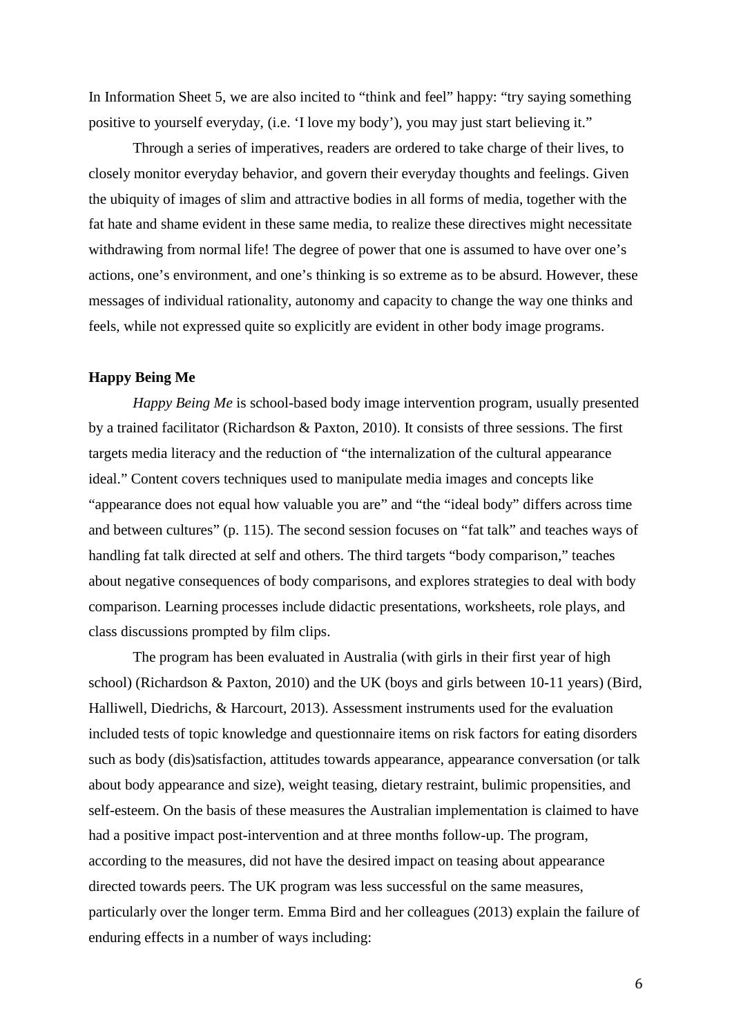In Information Sheet 5, we are also incited to "think and feel" happy: "try saying something positive to yourself everyday, (i.e. 'I love my body'), you may just start believing it."

Through a series of imperatives, readers are ordered to take charge of their lives, to closely monitor everyday behavior, and govern their everyday thoughts and feelings. Given the ubiquity of images of slim and attractive bodies in all forms of media, together with the fat hate and shame evident in these same media, to realize these directives might necessitate withdrawing from normal life! The degree of power that one is assumed to have over one's actions, one's environment, and one's thinking is so extreme as to be absurd. However, these messages of individual rationality, autonomy and capacity to change the way one thinks and feels, while not expressed quite so explicitly are evident in other body image programs.

**Happy Being Me**

*Happy Being Me* is school-based body image intervention program, usually presented by a trained facilitator (Richardson & Paxton, 2010). It consists of three sessions. The first targets media literacy and the reduction of "the internalization of the cultural appearance ideal." Content covers techniques used to manipulate media images and concepts like "appearance does not equal how valuable you are" and "the "ideal body" differs across time and between cultures" (p. 115). The second session focuses on "fat talk" and teaches ways of handling fat talk directed at self and others. The third targets "body comparison," teaches about negative consequences of body comparisons, and explores strategies to deal with body comparison. Learning processes include didactic presentations, worksheets, role plays, and class discussions prompted by film clips.

The program has been evaluated in Australia (with girls in their first year of high school) (Richardson & Paxton, 2010) and the UK (boys and girls between 10-11 years) (Bird, Halliwell, Diedrichs, & Harcourt, 2013). Assessment instruments used for the evaluation included tests of topic knowledge and questionnaire items on risk factors for eating disorders such as body (dis)satisfaction, attitudes towards appearance, appearance conversation (or talk about body appearance and size), weight teasing, dietary restraint, bulimic propensities, and self-esteem. On the basis of these measures the Australian implementation is claimed to have had a positive impact post-intervention and at three months follow-up. The program, according to the measures, did not have the desired impact on teasing about appearance directed towards peers. The UK program was less successful on the same measures, particularly over the longer term. Emma Bird and her colleagues (2013) explain the failure of enduring effects in a number of ways including: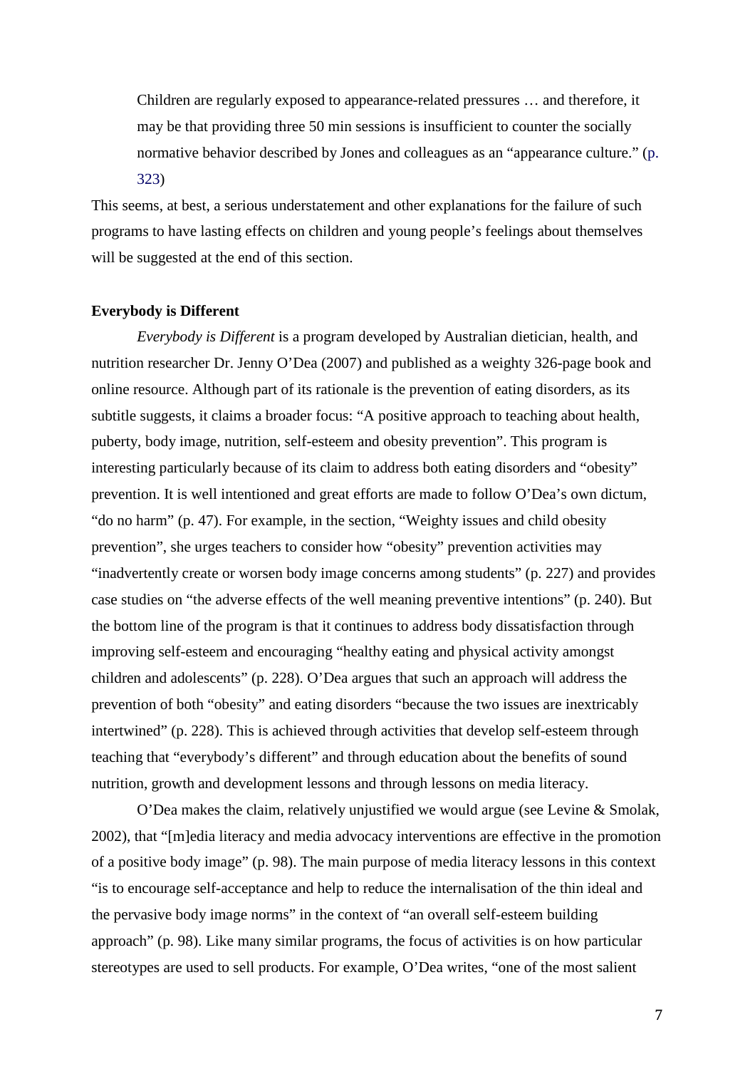> Children are regularly exposed to appearance-related pressures … and therefore, it may be that providing three 50 min sessions is insufficient to counter the socially normative behavior described by Jones and colleagues as an "appearance culture." (p. 323)

This seems, at best, a serious understatement and other explanations for the failure of such programs to have lasting effects on children and young people's feelings about themselves will be suggested at the end of this section.

**Everybody is Different**

*Everybody is Different* is a program developed by Australian dietician, health, and nutrition researcher Dr. Jenny O'Dea (2007) and published as a weighty 326-page book and online resource. Although part of its rationale is the prevention of eating disorders, as its subtitle suggests, it claims a broader focus: "A positive approach to teaching about health, puberty, body image, nutrition, self-esteem and obesity prevention". This program is interesting particularly because of its claim to address both eating disorders and "obesity" prevention. It is well intentioned and great efforts are made to follow O'Dea's own dictum, "do no harm" (p. 47). For example, in the section, "Weighty issues and child obesity prevention", she urges teachers to consider how "obesity" prevention activities may "inadvertently create or worsen body image concerns among students" (p. 227) and provides case studies on "the adverse effects of the well meaning preventive intentions" (p. 240). But the bottom line of the program is that it continues to address body dissatisfaction through improving self-esteem and encouraging "healthy eating and physical activity amongst children and adolescents" (p. 228). O'Dea argues that such an approach will address the prevention of both "obesity" and eating disorders "because the two issues are inextricably intertwined" (p. 228). This is achieved through activities that develop self-esteem through teaching that "everybody's different" and through education about the benefits of sound nutrition, growth and development lessons and through lessons on media literacy.

O'Dea makes the claim, relatively unjustified we would argue (see Levine & Smolak, 2002), that "[m]edia literacy and media advocacy interventions are effective in the promotion of a positive body image" (p. 98). The main purpose of media literacy lessons in this context "is to encourage self-acceptance and help to reduce the internalisation of the thin ideal and the pervasive body image norms" in the context of "an overall self-esteem building approach" (p. 98). Like many similar programs, the focus of activities is on how particular stereotypes are used to sell products. For example, O'Dea writes, "one of the most salient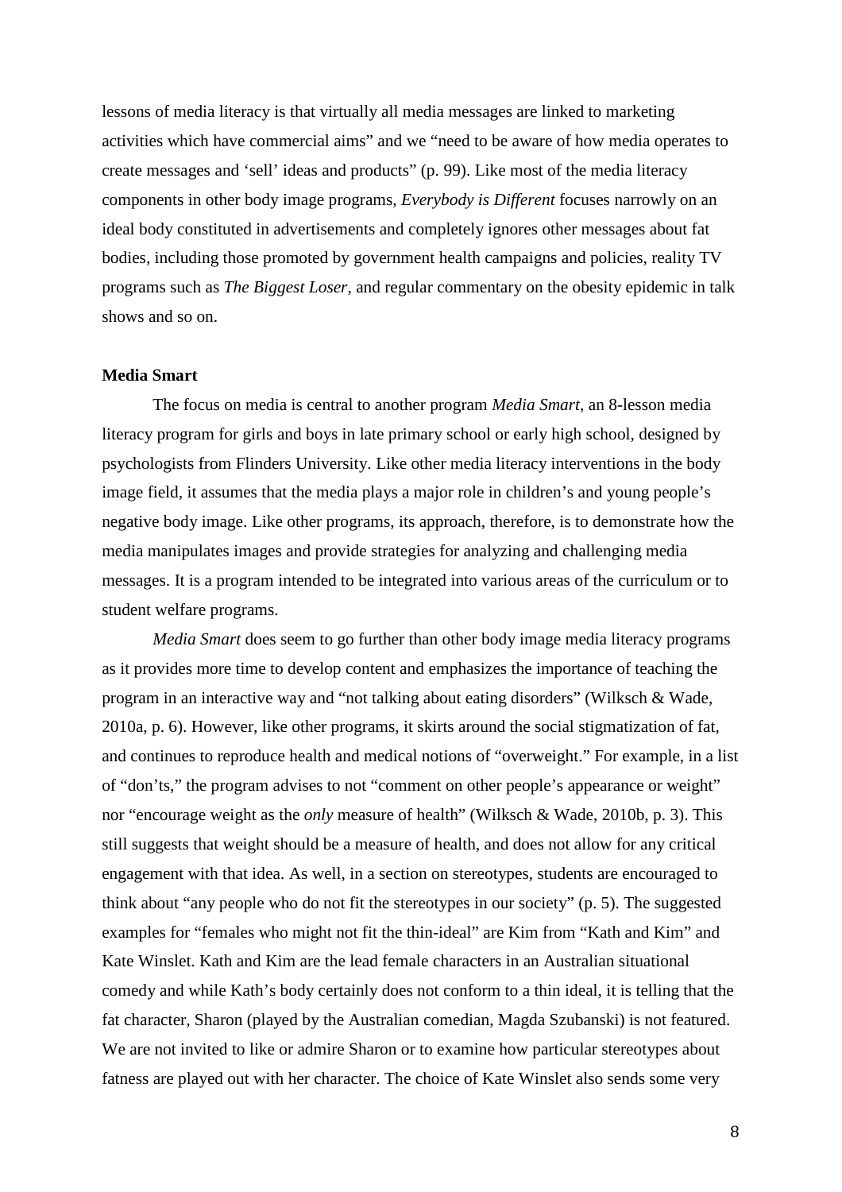lessons of media literacy is that virtually all media messages are linked to marketing activities which have commercial aims" and we "need to be aware of how media operates to create messages and 'sell' ideas and products" (p. 99). Like most of the media literacy components in other body image programs, *Everybody is Different* focuses narrowly on an ideal body constituted in advertisements and completely ignores other messages about fat bodies, including those promoted by government health campaigns and policies, reality TV programs such as *The Biggest Loser*, and regular commentary on the obesity epidemic in talk shows and so on.

**Media Smart**

The focus on media is central to another program *Media Smart*, an 8-lesson media literacy program for girls and boys in late primary school or early high school, designed by psychologists from Flinders University. Like other media literacy interventions in the body image field, it assumes that the media plays a major role in children's and young people's negative body image. Like other programs, its approach, therefore, is to demonstrate how the media manipulates images and provide strategies for analyzing and challenging media messages. It is a program intended to be integrated into various areas of the curriculum or to student welfare programs.

*Media Smart* does seem to go further than other body image media literacy programs as it provides more time to develop content and emphasizes the importance of teaching the program in an interactive way and "not talking about eating disorders" (Wilksch & Wade, 2010a, p. 6). However, like other programs, it skirts around the social stigmatization of fat, and continues to reproduce health and medical notions of "overweight." For example, in a list of "don'ts," the program advises to not "comment on other people's appearance or weight" nor "encourage weight as the *only* measure of health" (Wilksch & Wade, 2010b, p. 3). This still suggests that weight should be a measure of health, and does not allow for any critical engagement with that idea. As well, in a section on stereotypes, students are encouraged to think about "any people who do not fit the stereotypes in our society" (p. 5). The suggested examples for "females who might not fit the thin-ideal" are Kim from "Kath and Kim" and Kate Winslet. Kath and Kim are the lead female characters in an Australian situational comedy and while Kath's body certainly does not conform to a thin ideal, it is telling that the fat character, Sharon (played by the Australian comedian, Magda Szubanski) is not featured. We are not invited to like or admire Sharon or to examine how particular stereotypes about fatness are played out with her character. The choice of Kate Winslet also sends some very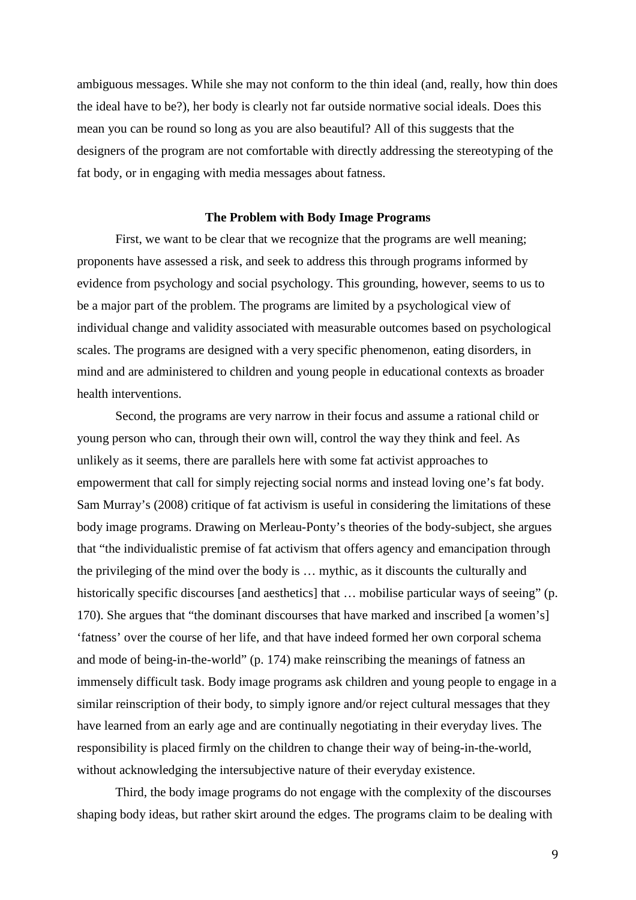ambiguous messages. While she may not conform to the thin ideal (and, really, how thin does the ideal have to be?), her body is clearly not far outside normative social ideals. Does this mean you can be round so long as you are also beautiful? All of this suggests that the designers of the program are not comfortable with directly addressing the stereotyping of the fat body, or in engaging with media messages about fatness.

## The Problem with Body Image Programs

First, we want to be clear that we recognize that the programs are well meaning; proponents have assessed a risk, and seek to address this through programs informed by evidence from psychology and social psychology. This grounding, however, seems to us to be a major part of the problem. The programs are limited by a psychological view of individual change and validity associated with measurable outcomes based on psychological scales. The programs are designed with a very specific phenomenon, eating disorders, in mind and are administered to children and young people in educational contexts as broader health interventions.

Second, the programs are very narrow in their focus and assume a rational child or young person who can, through their own will, control the way they think and feel. As unlikely as it seems, there are parallels here with some fat activist approaches to empowerment that call for simply rejecting social norms and instead loving one's fat body. Sam Murray's (2008) critique of fat activism is useful in considering the limitations of these body image programs. Drawing on Merleau-Ponty's theories of the body-subject, she argues that "the individualistic premise of fat activism that offers agency and emancipation through the privileging of the mind over the body is … mythic, as it discounts the culturally and historically specific discourses [and aesthetics] that … mobilise particular ways of seeing" (p. 170). She argues that "the dominant discourses that have marked and inscribed [a women's] 'fatness' over the course of her life, and that have indeed formed her own corporal schema and mode of being-in-the-world" (p. 174) make reinscribing the meanings of fatness an immensely difficult task. Body image programs ask children and young people to engage in a similar reinscription of their body, to simply ignore and/or reject cultural messages that they have learned from an early age and are continually negotiating in their everyday lives. The responsibility is placed firmly on the children to change their way of being-in-the-world, without acknowledging the intersubjective nature of their everyday existence.

Third, the body image programs do not engage with the complexity of the discourses shaping body ideas, but rather skirt around the edges. The programs claim to be dealing with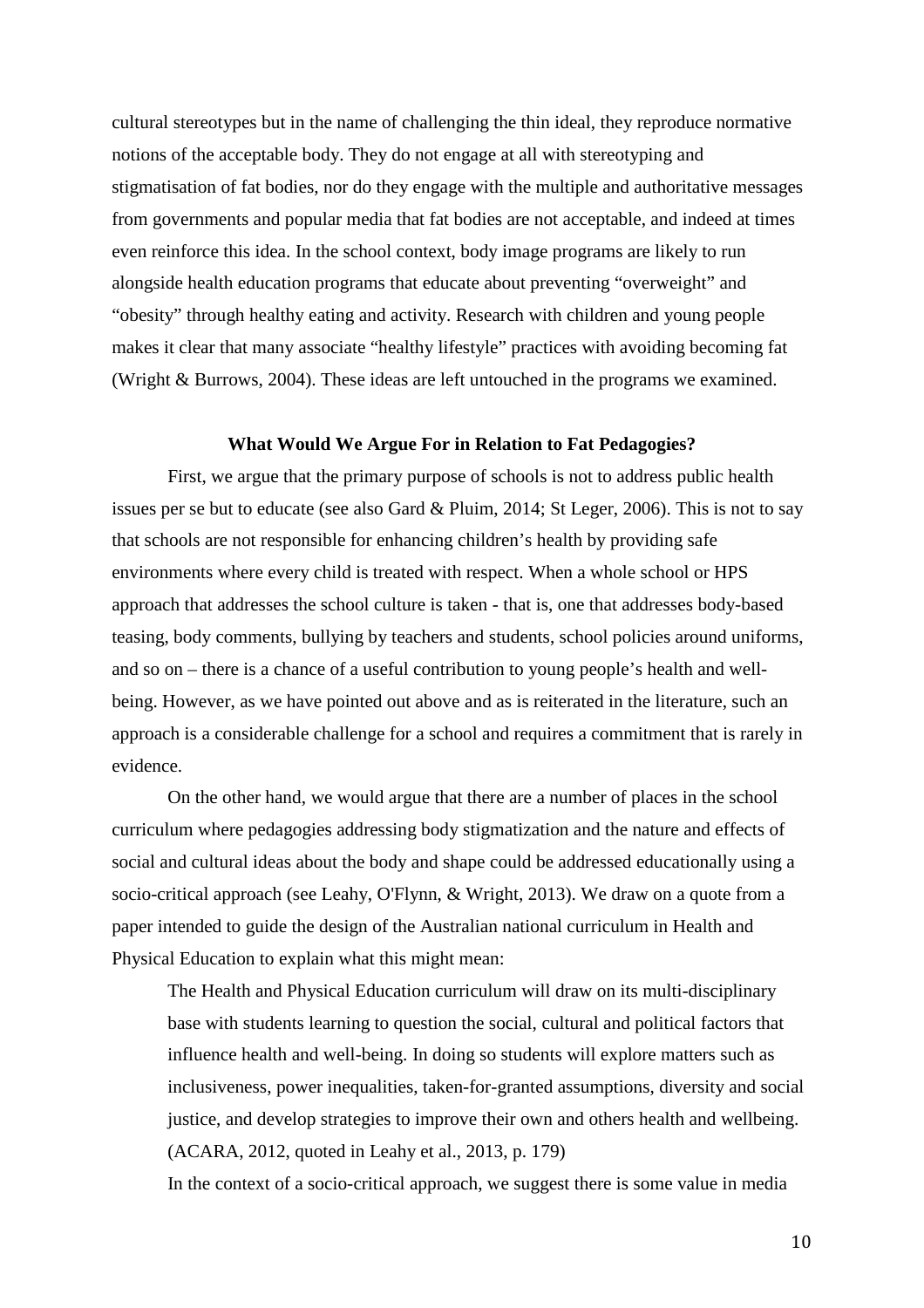cultural stereotypes but in the name of challenging the thin ideal, they reproduce normative notions of the acceptable body. They do not engage at all with stereotyping and stigmatisation of fat bodies, nor do they engage with the multiple and authoritative messages from governments and popular media that fat bodies are not acceptable, and indeed at times even reinforce this idea. In the school context, body image programs are likely to run alongside health education programs that educate about preventing "overweight" and "obesity" through healthy eating and activity. Research with children and young people makes it clear that many associate "healthy lifestyle" practices with avoiding becoming fat (Wright & Burrows, 2004). These ideas are left untouched in the programs we examined.

## What Would We Argue For in Relation to Fat Pedagogies?

First, we argue that the primary purpose of schools is not to address public health issues per se but to educate (see also Gard & Pluim, 2014; St Leger, 2006). This is not to say that schools are not responsible for enhancing children's health by providing safe environments where every child is treated with respect. When a whole school or HPS approach that addresses the school culture is taken - that is, one that addresses body-based teasing, body comments, bullying by teachers and students, school policies around uniforms, and so on – there is a chance of a useful contribution to young people's health and well-being. However, as we have pointed out above and as is reiterated in the literature, such an approach is a considerable challenge for a school and requires a commitment that is rarely in evidence.

On the other hand, we would argue that there are a number of places in the school curriculum where pedagogies addressing body stigmatization and the nature and effects of social and cultural ideas about the body and shape could be addressed educationally using a socio-critical approach (see Leahy, O'Flynn, & Wright, 2013). We draw on a quote from a paper intended to guide the design of the Australian national curriculum in Health and Physical Education to explain what this might mean:

> The Health and Physical Education curriculum will draw on its multi-disciplinary base with students learning to question the social, cultural and political factors that influence health and well-being. In doing so students will explore matters such as inclusiveness, power inequalities, taken-for-granted assumptions, diversity and social justice, and develop strategies to improve their own and others health and wellbeing. (ACARA, 2012, quoted in Leahy et al., 2013, p. 179)

In the context of a socio-critical approach, we suggest there is some value in media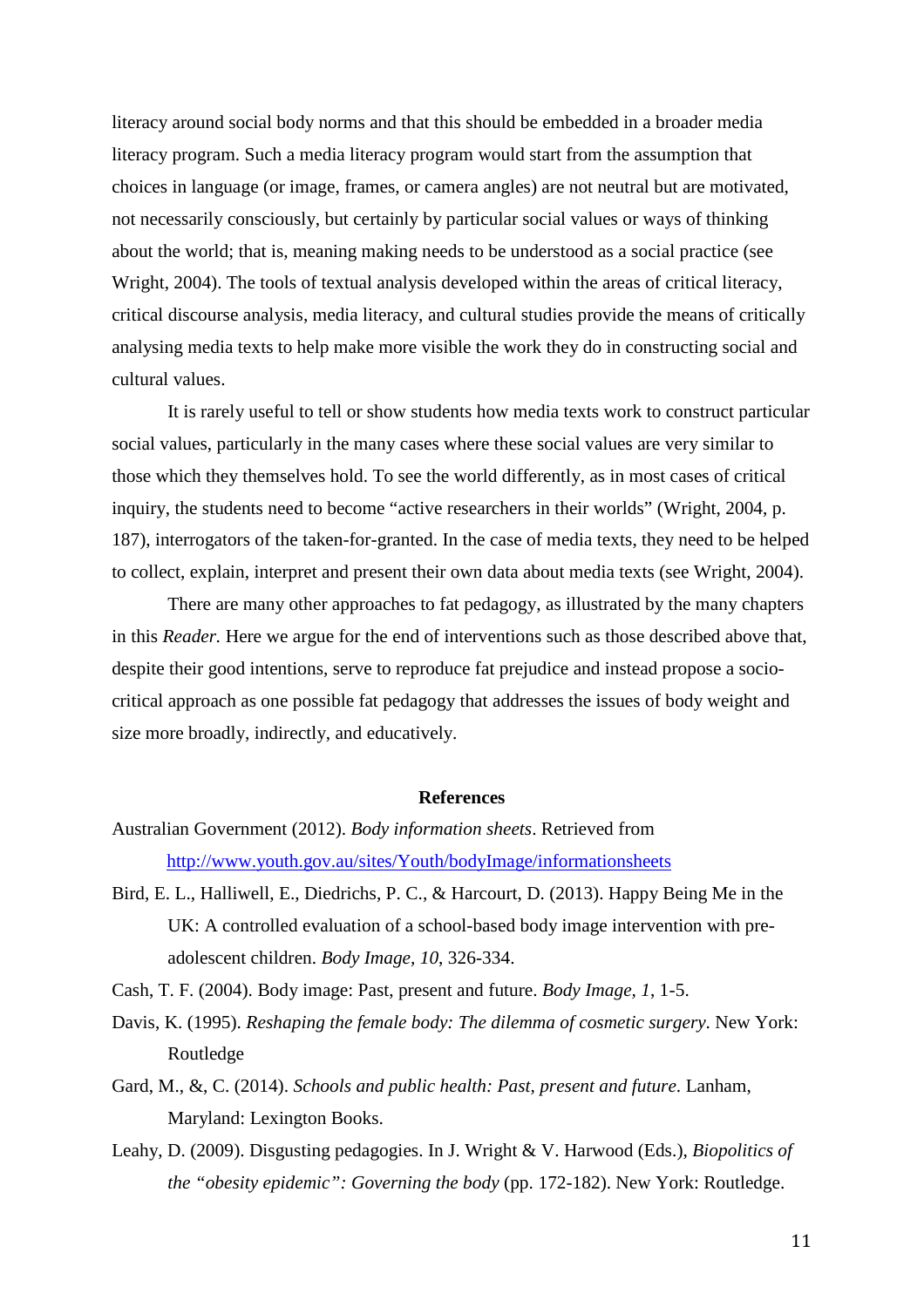literacy around social body norms and that this should be embedded in a broader media literacy program. Such a media literacy program would start from the assumption that choices in language (or image, frames, or camera angles) are not neutral but are motivated, not necessarily consciously, but certainly by particular social values or ways of thinking about the world; that is, meaning making needs to be understood as a social practice (see Wright, 2004). The tools of textual analysis developed within the areas of critical literacy, critical discourse analysis, media literacy, and cultural studies provide the means of critically analysing media texts to help make more visible the work they do in constructing social and cultural values.

It is rarely useful to tell or show students how media texts work to construct particular social values, particularly in the many cases where these social values are very similar to those which they themselves hold. To see the world differently, as in most cases of critical inquiry, the students need to become "active researchers in their worlds" (Wright, 2004, p. 187), interrogators of the taken-for-granted. In the case of media texts, they need to be helped to collect, explain, interpret and present their own data about media texts (see Wright, 2004).

There are many other approaches to fat pedagogy, as illustrated by the many chapters in this *Reader.* Here we argue for the end of interventions such as those described above that, despite their good intentions, serve to reproduce fat prejudice and instead propose a socio-critical approach as one possible fat pedagogy that addresses the issues of body weight and size more broadly, indirectly, and educatively.

## References

Australian Government (2012). *Body information sheets*. Retrieved from http://www.youth.gov.au/sites/Youth/bodyImage/informationsheets

Bird, E. L., Halliwell, E., Diedrichs, P. C., & Harcourt, D. (2013). Happy Being Me in the UK: A controlled evaluation of a school-based body image intervention with pre-adolescent children. *Body Image, 10*, 326-334.

Cash, T. F. (2004). Body image: Past, present and future. *Body Image, 1*, 1-5.

Davis, K. (1995). *Reshaping the female body: The dilemma of cosmetic surgery*. New York: Routledge

Gard, M., &, C. (2014). *Schools and public health: Past, present and future*. Lanham, Maryland: Lexington Books.

Leahy, D. (2009). Disgusting pedagogies. In J. Wright & V. Harwood (Eds.), *Biopolitics of the "obesity epidemic": Governing the body* (pp. 172-182). New York: Routledge.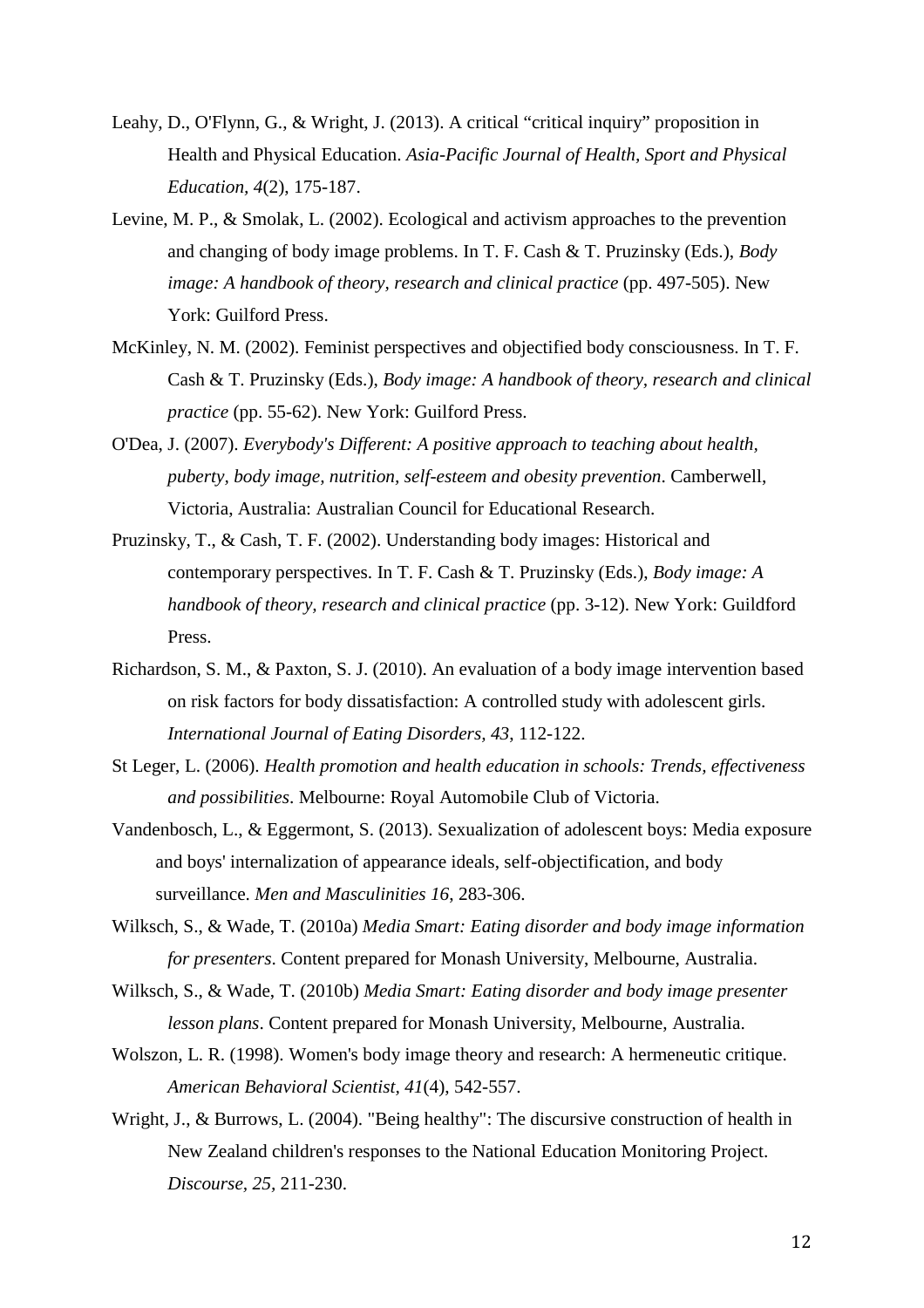Leahy, D., O'Flynn, G., & Wright, J. (2013). A critical "critical inquiry" proposition in Health and Physical Education. *Asia-Pacific Journal of Health, Sport and Physical Education, 4*(2), 175-187.

Levine, M. P., & Smolak, L. (2002). Ecological and activism approaches to the prevention and changing of body image problems. In T. F. Cash & T. Pruzinsky (Eds.), *Body image: A handbook of theory, research and clinical practice* (pp. 497-505). New York: Guilford Press.

McKinley, N. M. (2002). Feminist perspectives and objectified body consciousness. In T. F. Cash & T. Pruzinsky (Eds.), *Body image: A handbook of theory, research and clinical practice* (pp. 55-62). New York: Guilford Press.

O'Dea, J. (2007). *Everybody's Different: A positive approach to teaching about health, puberty, body image, nutrition, self-esteem and obesity prevention*. Camberwell, Victoria, Australia: Australian Council for Educational Research.

Pruzinsky, T., & Cash, T. F. (2002). Understanding body images: Historical and contemporary perspectives. In T. F. Cash & T. Pruzinsky (Eds.), *Body image: A handbook of theory, research and clinical practice* (pp. 3-12). New York: Guildford Press.

Richardson, S. M., & Paxton, S. J. (2010). An evaluation of a body image intervention based on risk factors for body dissatisfaction: A controlled study with adolescent girls. *International Journal of Eating Disorders, 43*, 112-122.

St Leger, L. (2006). *Health promotion and health education in schools: Trends, effectiveness and possibilities*. Melbourne: Royal Automobile Club of Victoria.

Vandenbosch, L., & Eggermont, S. (2013). Sexualization of adolescent boys: Media exposure and boys' internalization of appearance ideals, self-objectification, and body surveillance. *Men and Masculinities 16*, 283-306.

Wilksch, S., & Wade, T. (2010a) *Media Smart: Eating disorder and body image information for presenters*. Content prepared for Monash University, Melbourne, Australia.

Wilksch, S., & Wade, T. (2010b) *Media Smart: Eating disorder and body image presenter lesson plans*. Content prepared for Monash University, Melbourne, Australia.

Wolszon, L. R. (1998). Women's body image theory and research: A hermeneutic critique. *American Behavioral Scientist, 41*(4), 542-557.

Wright, J., & Burrows, L. (2004). "Being healthy": The discursive construction of health in New Zealand children's responses to the National Education Monitoring Project. *Discourse, 25*, 211-230.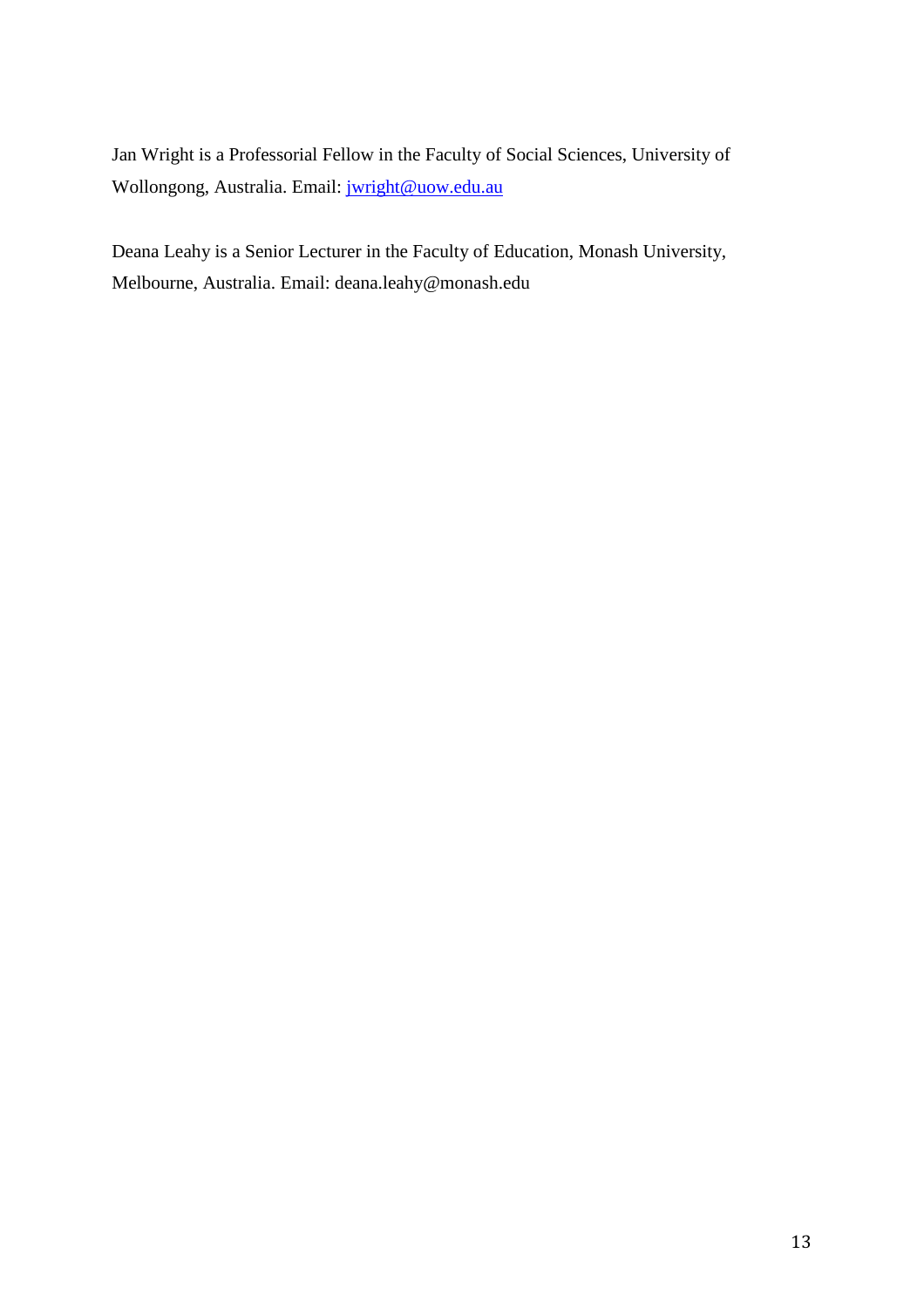Jan Wright is a Professorial Fellow in the Faculty of Social Sciences, University of Wollongong, Australia. Email: jwright@uow.edu.au

Deana Leahy is a Senior Lecturer in the Faculty of Education, Monash University, Melbourne, Australia. Email: deana.leahy@monash.edu